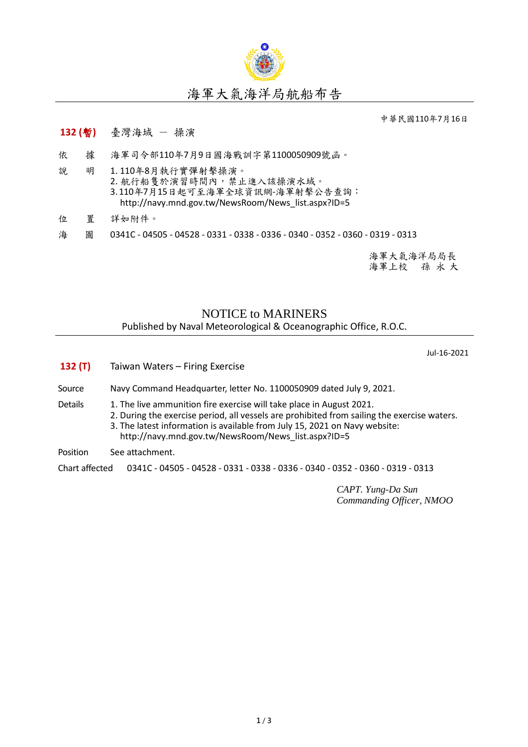# 海軍大氣海洋局航船布告

中華民國110年7月16日

**132 (暫)** 臺灣海域 － 操演

依　　據　海軍司令部110年7月9日國海戰訓字第1100050909號函。

說　　明　1. 110年8月執行實彈射擊操演。
2. 航行船隻於演習時間內，禁止進入該操演水域。
3. 110年7月15日起可至海軍全球資訊網-海軍射擊公告查詢：
http://navy.mnd.gov.tw/NewsRoom/News_list.aspx?ID=5

位　　置　詳如附件。

海　　圖　0341C - 04505 - 04528 - 0331 - 0338 - 0336 - 0340 - 0352 - 0360 - 0319 - 0313

海軍大氣海洋局局長
海軍上校　孫 永 大

# NOTICE to MARINERS

Published by Naval Meteorological & Oceanographic Office, R.O.C.

Jul-16-2021

**132 (T)** Taiwan Waters – Firing Exercise

Source　Navy Command Headquarter, letter No. 1100050909 dated July 9, 2021.

Details　1. The live ammunition fire exercise will take place in August 2021.
2. During the exercise period, all vessels are prohibited from sailing the exercise waters.
3. The latest information is available from July 15, 2021 on Navy website:
http://navy.mnd.gov.tw/NewsRoom/News_list.aspx?ID=5

Position　See attachment.

Chart affected　0341C - 04505 - 04528 - 0331 - 0338 - 0336 - 0340 - 0352 - 0360 - 0319 - 0313

*CAPT. Yung-Da Sun*
*Commanding Officer, NMOO*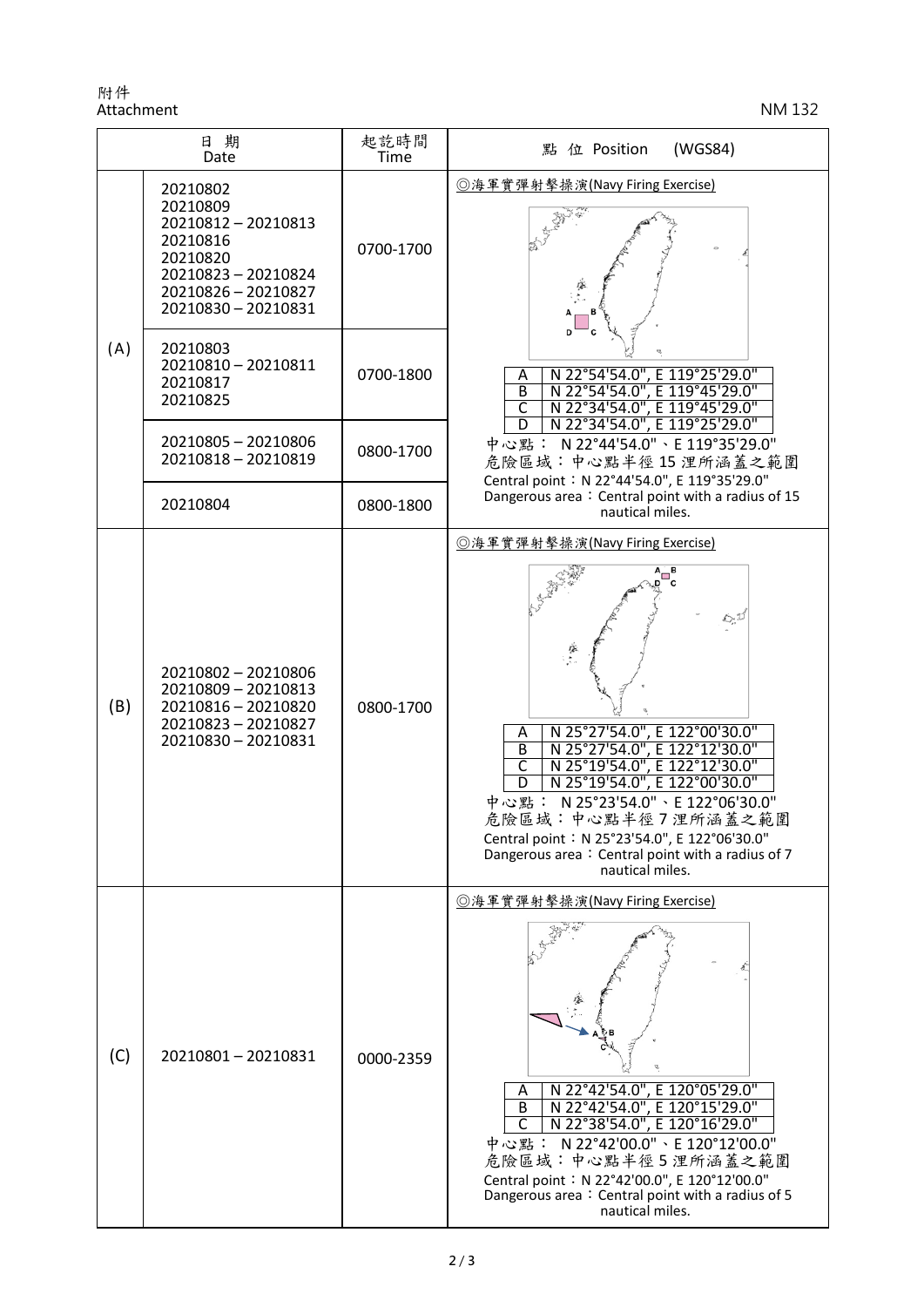附件
Attachment

NM 132

| 日 期<br>Date | | 起訖時間<br>Time | 點 位 Position (WGS84) |
|---|---|---|---|
| (A) | 20210802<br>20210809<br>20210812 – 20210813<br>20210816<br>20210820<br>20210823 – 20210824<br>20210826 – 20210827<br>20210830 – 20210831 | 0700-1700 | ◎海軍實彈射擊操演(Navy Firing Exercise)<br>A N 22°54'54.0", E 119°25'29.0"<br>B N 22°54'54.0", E 119°45'29.0"<br>C N 22°34'54.0", E 119°45'29.0"<br>D N 22°34'54.0", E 119°25'29.0"<br>中心點： N 22°44'54.0"、E 119°35'29.0"<br>危險區域：中心點半徑 15 浬所涵蓋之範圍<br>Central point：N 22°44'54.0", E 119°35'29.0"<br>Dangerous area：Central point with a radius of 15 nautical miles. |
| | 20210803<br>20210810 – 20210811<br>20210817<br>20210825 | 0700-1800 | |
| | 20210805 – 20210806<br>20210818 – 20210819 | 0800-1700 | |
| | 20210804 | 0800-1800 | |
| (B) | 20210802 – 20210806<br>20210809 – 20210813<br>20210816 – 20210820<br>20210823 – 20210827<br>20210830 – 20210831 | 0800-1700 | ◎海軍實彈射擊操演(Navy Firing Exercise)<br>A N 25°27'54.0", E 122°00'30.0"<br>B N 25°27'54.0", E 122°12'30.0"<br>C N 25°19'54.0", E 122°12'30.0"<br>D N 25°19'54.0", E 122°00'30.0"<br>中心點： N 25°23'54.0"、E 122°06'30.0"<br>危險區域：中心點半徑 7 浬所涵蓋之範圍<br>Central point：N 25°23'54.0", E 122°06'30.0"<br>Dangerous area：Central point with a radius of 7 nautical miles. |
| (C) | 20210801 – 20210831 | 0000-2359 | ◎海軍實彈射擊操演(Navy Firing Exercise)<br>A N 22°42'54.0", E 120°05'29.0"<br>B N 22°42'54.0", E 120°15'29.0"<br>C N 22°38'54.0", E 120°16'29.0"<br>中心點： N 22°42'00.0"、E 120°12'00.0"<br>危險區域：中心點半徑 5 浬所涵蓋之範圍<br>Central point：N 22°42'00.0", E 120°12'00.0"<br>Dangerous area：Central point with a radius of 5 nautical miles. |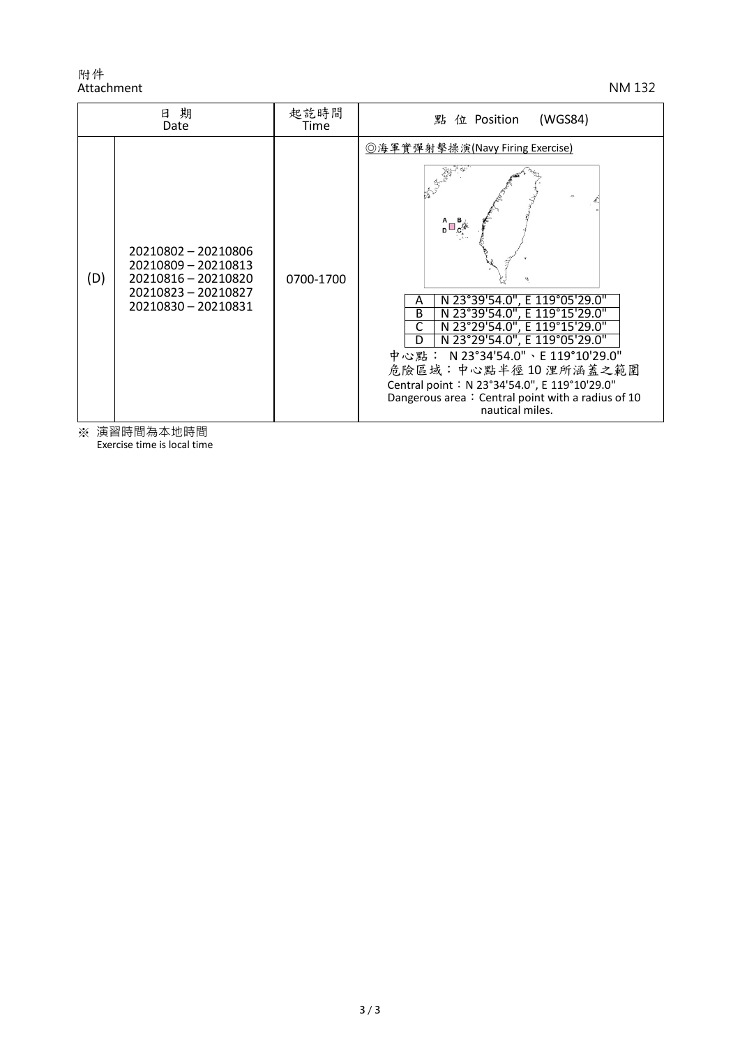附件
Attachment

NM 132

| 日 期 Date | | 起訖時間 Time | 點 位 Position (WGS84) |
|---|---|---|---|
| (D) | 20210802 – 20210806<br>20210809 – 20210813<br>20210816 – 20210820<br>20210823 – 20210827<br>20210830 – 20210831 | 0700-1700 | ◎海軍實彈射擊操演(Navy Firing Exercise)<br>A N 23°39'54.0", E 119°05'29.0"<br>B N 23°39'54.0", E 119°15'29.0"<br>C N 23°29'54.0", E 119°15'29.0"<br>D N 23°29'54.0", E 119°05'29.0"<br>中心點： N 23°34'54.0"、E 119°10'29.0"<br>危險區域：中心點半徑 10 浬所涵蓋之範圍<br>Central point：N 23°34'54.0", E 119°10'29.0"<br>Dangerous area：Central point with a radius of 10 nautical miles. |

※ 演習時間為本地時間
Exercise time is local time